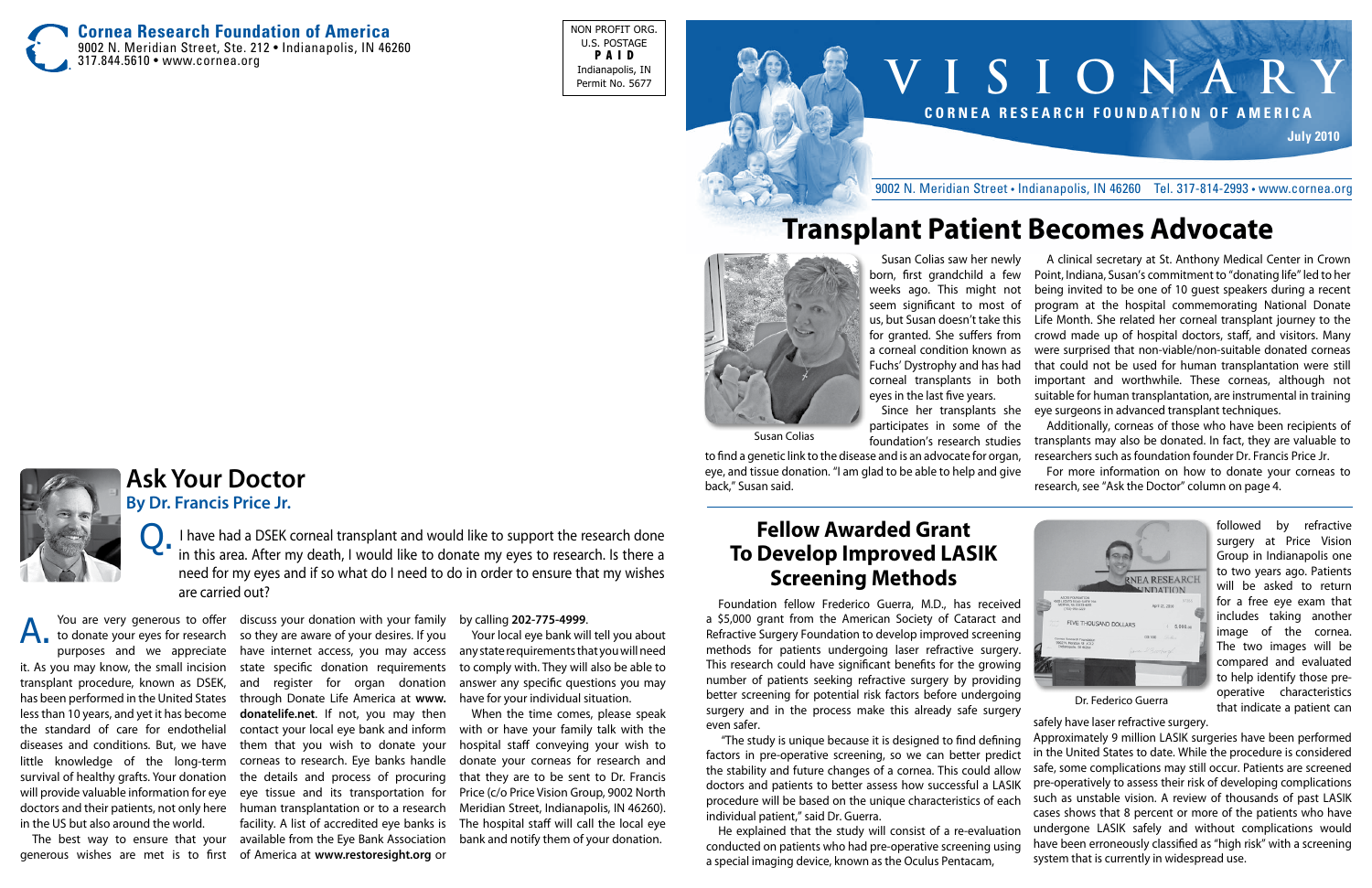**Cornea Research Foundation of America**
9002 N. Meridian Street, Ste. 212 • Indianapolis, IN 46260
317.844.5610 • www.cornea.org

NON PROFIT ORG.
U.S. POSTAGE
**PAID**
Indianapolis, IN
Permit No. 5677

# VISIONARY

**CORNEA RESEARCH FOUNDATION OF AMERICA**

**July 2010**

9002 N. Meridian Street • Indianapolis, IN 46260 Tel. 317-814-2993 • www.cornea.org

## Transplant Patient Becomes Advocate

Susan Colias

Susan Colias saw her newly born, first grandchild a few weeks ago. This might not seem significant to most of us, but Susan doesn't take this for granted. She suffers from a corneal condition known as Fuchs' Dystrophy and has had corneal transplants in both eyes in the last five years.

Since her transplants she participates in some of the foundation's research studies to find a genetic link to the disease and is an advocate for organ, eye, and tissue donation. "I am glad to be able to help and give back," Susan said.

A clinical secretary at St. Anthony Medical Center in Crown Point, Indiana, Susan's commitment to "donating life" led to her being invited to be one of 10 guest speakers during a recent program at the hospital commemorating National Donate Life Month. She related her corneal transplant journey to the crowd made up of hospital doctors, staff, and visitors. Many were surprised that non-viable/non-suitable donated corneas that could not be used for human transplantation were still important and worthwhile. These corneas, although not suitable for human transplantation, are instrumental in training eye surgeons in advanced transplant techniques.

Additionally, corneas of those who have been recipients of transplants may also be donated. In fact, they are valuable to researchers such as foundation founder Dr. Francis Price Jr.

For more information on how to donate your corneas to research, see "Ask the Doctor" column on page 4.

## Ask Your Doctor

### By Dr. Francis Price Jr.

**Q.** I have had a DSEK corneal transplant and would like to support the research done in this area. After my death, I would like to donate my eyes to research. Is there a need for my eyes and if so what do I need to do in order to ensure that my wishes are carried out?

**A.** You are very generous to offer to donate your eyes for research purposes and we appreciate it. As you may know, the small incision transplant procedure, known as DSEK, has been performed in the United States less than 10 years, and yet it has become the standard of care for endothelial diseases and conditions. But, we have little knowledge of the long-term survival of healthy grafts. Your donation will provide valuable information for eye doctors and their patients, not only here in the US but also around the world.

The best way to ensure that your generous wishes are met is to first discuss your donation with your family so they are aware of your desires. If you have internet access, you may access state specific donation requirements and register for organ donation through Donate Life America at **www.donatelife.net**. If not, you may then contact your local eye bank and inform them that you wish to donate your corneas to research. Eye banks handle the details and process of procuring eye tissue and its transportation for human transplantation or to a research facility. A list of accredited eye banks is available from the Eye Bank Association of America at **www.restoresight.org** or by calling **202-775-4999**.

Your local eye bank will tell you about any state requirements that you will need to comply with. They will also be able to answer any specific questions you may have for your individual situation.

When the time comes, please speak with or have your family talk with the hospital staff conveying your wish to donate your corneas for research and that they are to be sent to Dr. Francis Price (c/o Price Vision Group, 9002 North Meridian Street, Indianapolis, IN 46260). The hospital staff will call the local eye bank and notify them of your donation.

## Fellow Awarded Grant To Develop Improved LASIK Screening Methods

Foundation fellow Frederico Guerra, M.D., has received a $5,000 grant from the American Society of Cataract and Refractive Surgery Foundation to develop improved screening methods for patients undergoing laser refractive surgery. This research could have significant benefits for the growing number of patients seeking refractive surgery by providing better screening for potential risk factors before undergoing surgery and in the process make this already safe surgery even safer.

"The study is unique because it is designed to find defining factors in pre-operative screening, so we can better predict the stability and future changes of a cornea. This could allow doctors and patients to better assess how successful a LASIK procedure will be based on the unique characteristics of each individual patient," said Dr. Guerra.

He explained that the study will consist of a re-evaluation conducted on patients who had pre-operative screening using a special imaging device, known as the Oculus Pentacam, followed by refractive surgery at Price Vision Group in Indianapolis one to two years ago. Patients will be asked to return for a free eye exam that includes taking another image of the cornea. The two images will be compared and evaluated to help identify those pre-operative characteristics that indicate a patient can safely have laser refractive surgery.

Dr. Federico Guerra

Approximately 9 million LASIK surgeries have been performed in the United States to date. While the procedure is considered safe, some complications may still occur. Patients are screened pre-operatively to assess their risk of developing complications such as unstable vision. A review of thousands of past LASIK cases shows that 8 percent or more of the patients who have undergone LASIK safely and without complications would have been erroneously classified as "high risk" with a screening system that is currently in widespread use.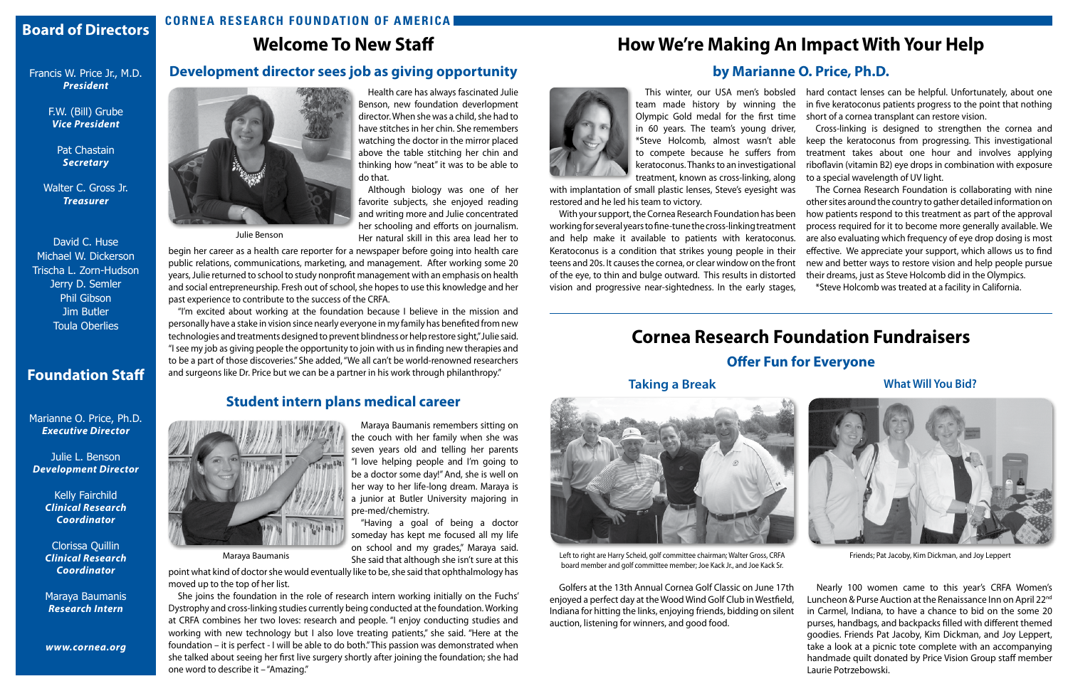## Board of Directors

Francis W. Price Jr., M.D.
***President***

F.W. (Bill) Grube
***Vice President***

Pat Chastain
***Secretary***

Walter C. Gross Jr.
***Treasurer***

David C. Huse
Michael W. Dickerson
Trischa L. Zorn-Hudson
Jerry D. Semler
Phil Gibson
Jim Butler
Toula Oberlies

## Foundation Staff

Marianne O. Price, Ph.D.
***Executive Director***

Julie L. Benson
***Development Director***

Kelly Fairchild
***Clinical Research Coordinator***

Clorissa Quillin
***Clinical Research Coordinator***

Maraya Baumanis
***Research Intern***

***www.cornea.org***

**CORNEA RESEARCH FOUNDATION OF AMERICA**

# Welcome To New Staff

## Development director sees job as giving opportunity

Julie Benson

Health care has always fascinated Julie Benson, new foundation development director. When she was a child, she had to have stitches in her chin. She remembers watching the doctor in the mirror placed above the table stitching her chin and thinking how "neat" it was to be able to do that.

Although biology was one of her favorite subjects, she enjoyed reading and writing more and Julie concentrated her schooling and efforts on journalism. Her natural skill in this area lead her to begin her career as a health care reporter for a newspaper before going into health care public relations, communications, marketing, and management. After working some 20 years, Julie returned to school to study nonprofit management with an emphasis on health and social entrepreneurship. Fresh out of school, she hopes to use this knowledge and her past experience to contribute to the success of the CRFA.

"I'm excited about working at the foundation because I believe in the mission and personally have a stake in vision since nearly everyone in my family has benefited from new technologies and treatments designed to prevent blindness or help restore sight," Julie said. "I see my job as giving people the opportunity to join with us in finding new therapies and to be a part of those discoveries." She added, "We all can't be world-renowned researchers and surgeons like Dr. Price but we can be a partner in his work through philanthropy."

## Student intern plans medical career

Maraya Baumanis

Maraya Baumanis remembers sitting on the couch with her family when she was seven years old and telling her parents "I love helping people and I'm going to be a doctor some day!" And, she is well on her way to her life-long dream. Maraya is a junior at Butler University majoring in pre-med/chemistry.

"Having a goal of being a doctor someday has kept me focused all my life on school and my grades," Maraya said. She said that although she isn't sure at this point what kind of doctor she would eventually like to be, she said that ophthalmology has moved up to the top of her list.

She joins the foundation in the role of research intern working initially on the Fuchs' Dystrophy and cross-linking studies currently being conducted at the foundation. Working at CRFA combines her two loves: research and people. "I enjoy conducting studies and working with new technology but I also love treating patients," she said. "Here at the foundation – it is perfect - I will be able to do both." This passion was demonstrated when she talked about seeing her first live surgery shortly after joining the foundation; she had one word to describe it – "Amazing."

# How We're Making An Impact With Your Help

## by Marianne O. Price, Ph.D.

This winter, our USA men's bobsled team made history by winning the Olympic Gold medal for the first time in 60 years. The team's young driver, *Steve Holcomb, almost wasn't able to compete because he suffers from keratoconus. Thanks to an investigational treatment, known as cross-linking, along with implantation of small plastic lenses, Steve's eyesight was restored and he led his team to victory.

With your support, the Cornea Research Foundation has been working for several years to fine-tune the cross-linking treatment and help make it available to patients with keratoconus. Keratoconus is a condition that strikes young people in their teens and 20s. It causes the cornea, or clear window on the front of the eye, to thin and bulge outward. This results in distorted vision and progressive near-sightedness. In the early stages, hard contact lenses can be helpful. Unfortunately, about one in five keratoconus patients progress to the point that nothing short of a cornea transplant can restore vision.

Cross-linking is designed to strengthen the cornea and keep the keratoconus from progressing. This investigational treatment takes about one hour and involves applying riboflavin (vitamin B2) eye drops in combination with exposure to a special wavelength of UV light.

The Cornea Research Foundation is collaborating with nine other sites around the country to gather detailed information on how patients respond to this treatment as part of the approval process required for it to become more generally available. We are also evaluating which frequency of eye drop dosing is most effective. We appreciate your support, which allows us to find new and better ways to restore vision and help people pursue their dreams, just as Steve Holcomb did in the Olympics.

*Steve Holcomb was treated at a facility in California.

# Cornea Research Foundation Fundraisers

## Offer Fun for Everyone

### Taking a Break

Left to right are Harry Scheid, golf committee chairman; Walter Gross, CRFA board member and golf committee member; Joe Kack Jr., and Joe Kack Sr.

Golfers at the 13th Annual Cornea Golf Classic on June 17th enjoyed a perfect day at the Wood Wind Golf Club in Westfield, Indiana for hitting the links, enjoying friends, bidding on silent auction, listening for winners, and good food.

### What Will You Bid?

Friends; Pat Jacoby, Kim Dickman, and Joy Leppert

Nearly 100 women came to this year's CRFA Women's Luncheon & Purse Auction at the Renaissance Inn on April 22nd in Carmel, Indiana, to have a chance to bid on the some 20 purses, handbags, and backpacks filled with different themed goodies. Friends Pat Jacoby, Kim Dickman, and Joy Leppert, take a look at a picnic tote complete with an accompanying handmade quilt donated by Price Vision Group staff member Laurie Potrzebowski.